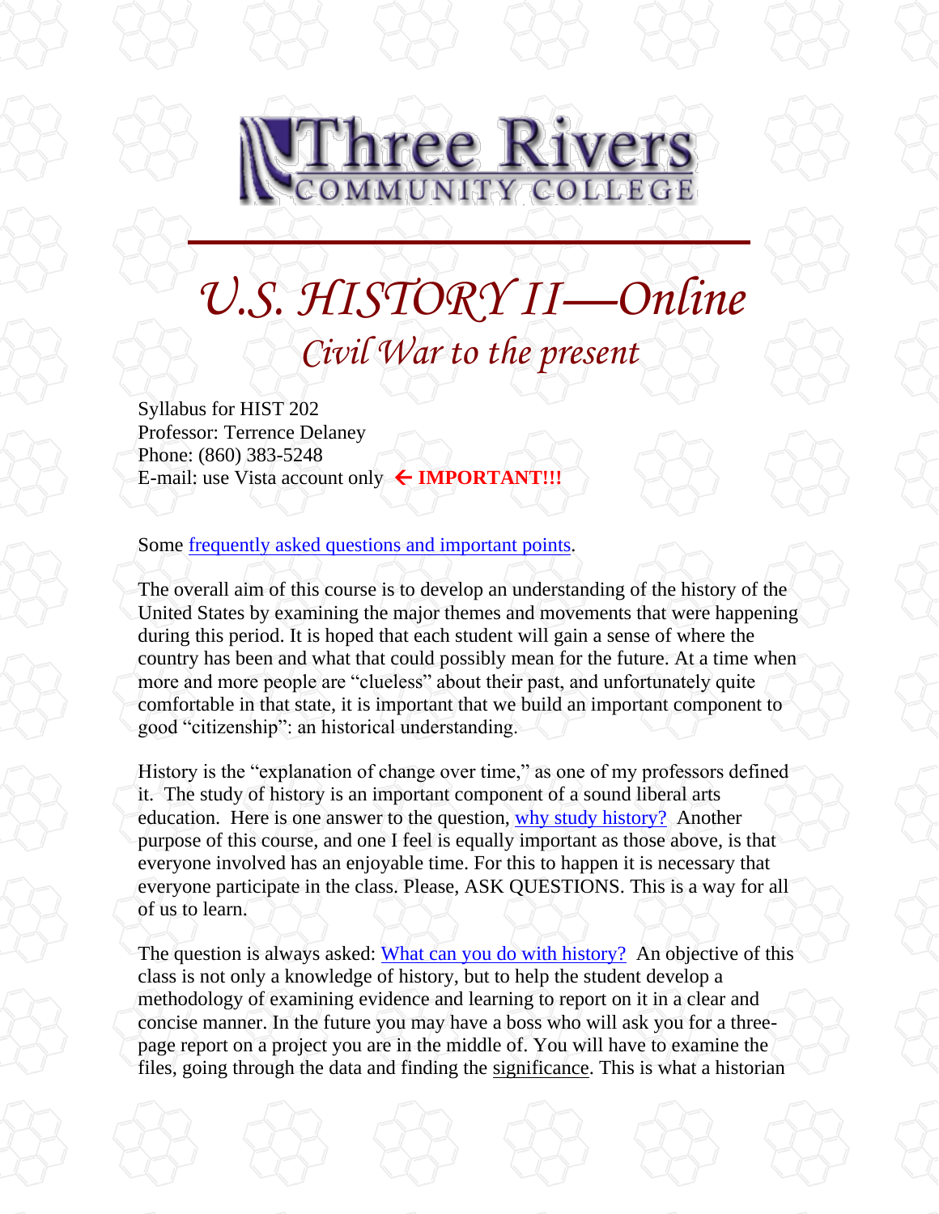Three Rivers COMMUNITY COLLEGE

# U.S. HISTORY II—Online

## Civil War to the present

Syllabus for HIST 202
Professor: Terrence Delaney
Phone: (860) 383-5248
E-mail: use Vista account only ← **IMPORTANT!!!**

Some frequently asked questions and important points.

The overall aim of this course is to develop an understanding of the history of the United States by examining the major themes and movements that were happening during this period. It is hoped that each student will gain a sense of where the country has been and what that could possibly mean for the future. At a time when more and more people are "clueless" about their past, and unfortunately quite comfortable in that state, it is important that we build an important component to good "citizenship": an historical understanding.

History is the "explanation of change over time," as one of my professors defined it. The study of history is an important component of a sound liberal arts education. Here is one answer to the question, why study history? Another purpose of this course, and one I feel is equally important as those above, is that everyone involved has an enjoyable time. For this to happen it is necessary that everyone participate in the class. Please, ASK QUESTIONS. This is a way for all of us to learn.

The question is always asked: What can you do with history? An objective of this class is not only a knowledge of history, but to help the student develop a methodology of examining evidence and learning to report on it in a clear and concise manner. In the future you may have a boss who will ask you for a three-page report on a project you are in the middle of. You will have to examine the files, going through the data and finding the significance. This is what a historian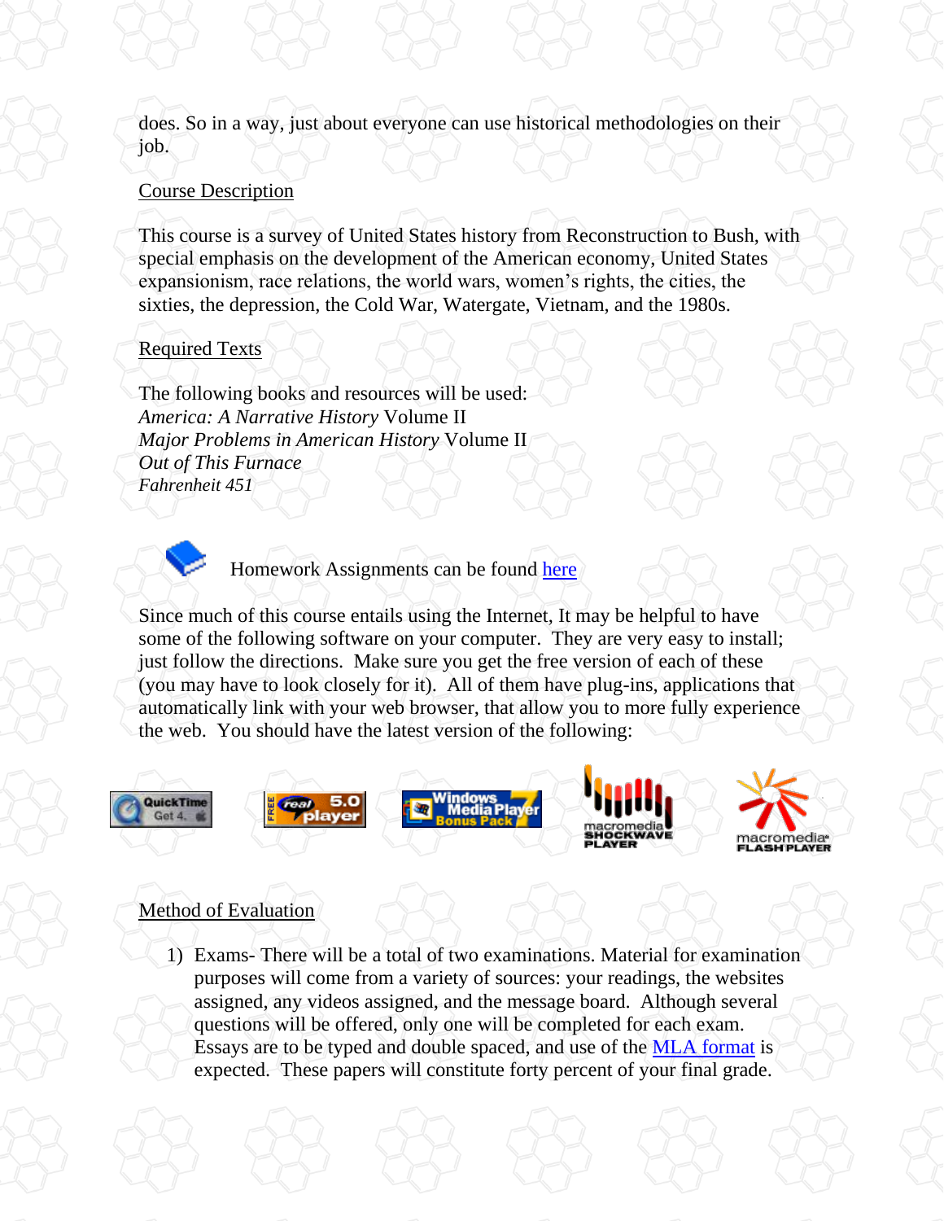does. So in a way, just about everyone can use historical methodologies on their job.

## Course Description

This course is a survey of United States history from Reconstruction to Bush, with special emphasis on the development of the American economy, United States expansionism, race relations, the world wars, women's rights, the cities, the sixties, the depression, the Cold War, Watergate, Vietnam, and the 1980s.

## Required Texts

The following books and resources will be used:
*America: A Narrative History* Volume II
*Major Problems in American History* Volume II
*Out of This Furnace*
*Fahrenheit 451*

Homework Assignments can be found here

Since much of this course entails using the Internet, It may be helpful to have some of the following software on your computer. They are very easy to install; just follow the directions. Make sure you get the free version of each of these (you may have to look closely for it). All of them have plug-ins, applications that automatically link with your web browser, that allow you to more fully experience the web. You should have the latest version of the following:

QuickTime Get 4 | FREE real 5.0 player | Windows Media Player 7 Bonus Pack | macromedia SHOCKWAVE PLAYER | macromedia FLASH PLAYER

## Method of Evaluation

1) Exams- There will be a total of two examinations. Material for examination purposes will come from a variety of sources: your readings, the websites assigned, any videos assigned, and the message board. Although several questions will be offered, only one will be completed for each exam. Essays are to be typed and double spaced, and use of the MLA format is expected. These papers will constitute forty percent of your final grade.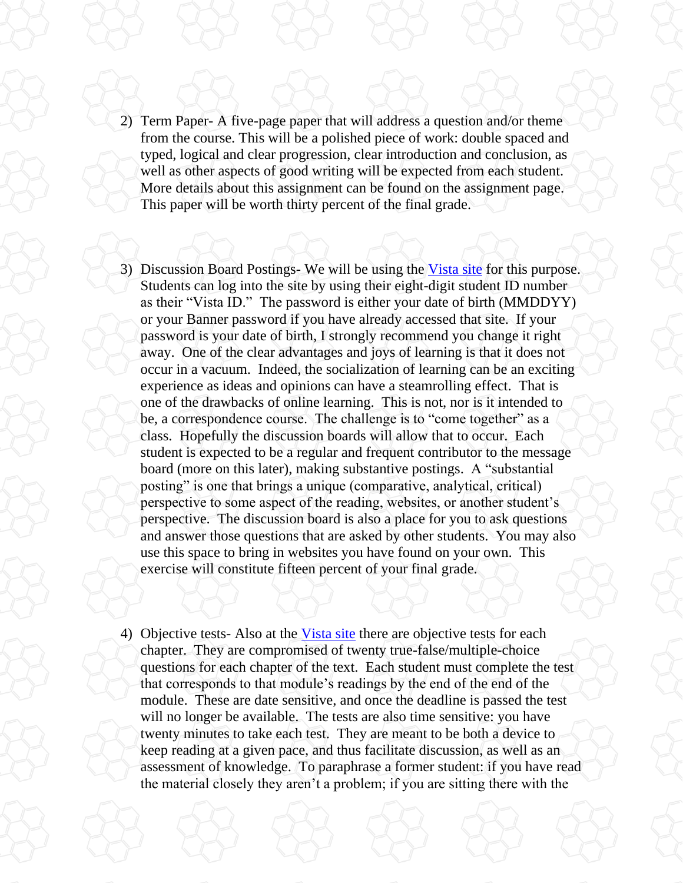2) Term Paper- A five-page paper that will address a question and/or theme from the course. This will be a polished piece of work: double spaced and typed, logical and clear progression, clear introduction and conclusion, as well as other aspects of good writing will be expected from each student. More details about this assignment can be found on the assignment page. This paper will be worth thirty percent of the final grade.

3) Discussion Board Postings- We will be using the [Vista site] for this purpose. Students can log into the site by using their eight-digit student ID number as their "Vista ID." The password is either your date of birth (MMDDYY) or your Banner password if you have already accessed that site. If your password is your date of birth, I strongly recommend you change it right away. One of the clear advantages and joys of learning is that it does not occur in a vacuum. Indeed, the socialization of learning can be an exciting experience as ideas and opinions can have a steamrolling effect. That is one of the drawbacks of online learning. This is not, nor is it intended to be, a correspondence course. The challenge is to "come together" as a class. Hopefully the discussion boards will allow that to occur. Each student is expected to be a regular and frequent contributor to the message board (more on this later), making substantive postings. A "substantial posting" is one that brings a unique (comparative, analytical, critical) perspective to some aspect of the reading, websites, or another student's perspective. The discussion board is also a place for you to ask questions and answer those questions that are asked by other students. You may also use this space to bring in websites you have found on your own. This exercise will constitute fifteen percent of your final grade.

4) Objective tests- Also at the [Vista site] there are objective tests for each chapter. They are compromised of twenty true-false/multiple-choice questions for each chapter of the text. Each student must complete the test that corresponds to that module's readings by the end of the end of the module. These are date sensitive, and once the deadline is passed the test will no longer be available. The tests are also time sensitive: you have twenty minutes to take each test. They are meant to be both a device to keep reading at a given pace, and thus facilitate discussion, as well as an assessment of knowledge. To paraphrase a former student: if you have read the material closely they aren't a problem; if you are sitting there with the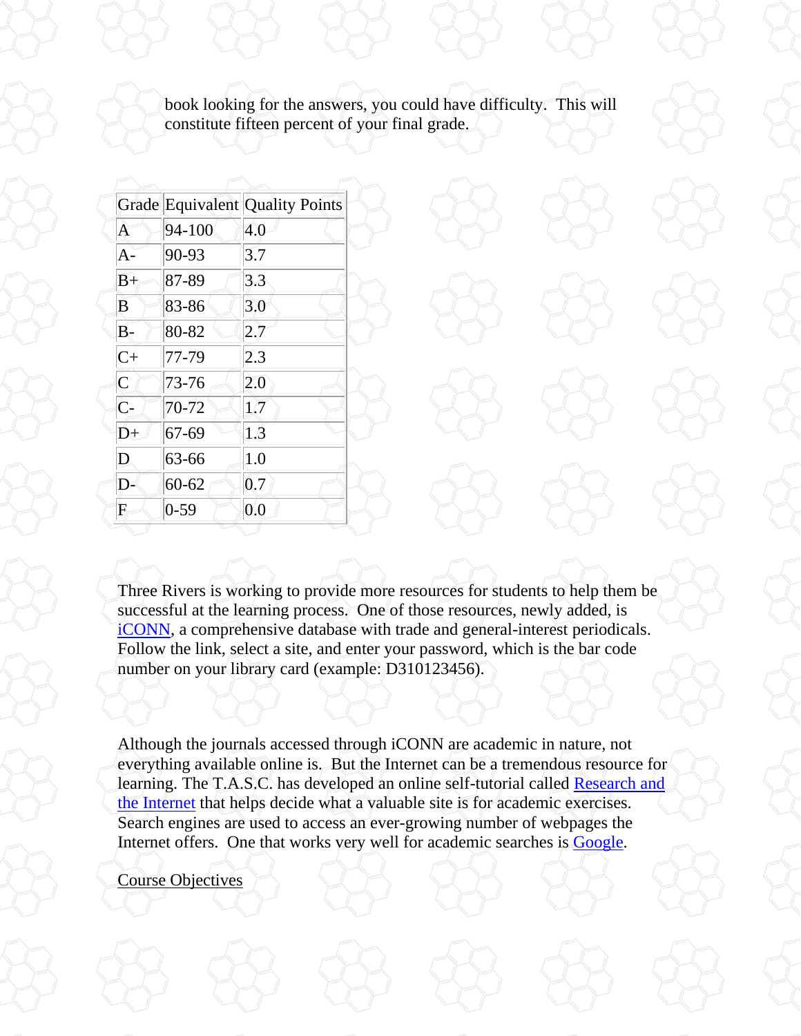book looking for the answers, you could have difficulty. This will constitute fifteen percent of your final grade.

| Grade | Equivalent | Quality Points |
|---|---|---|
| A | 94-100 | 4.0 |
| A- | 90-93 | 3.7 |
| B+ | 87-89 | 3.3 |
| B | 83-86 | 3.0 |
| B- | 80-82 | 2.7 |
| C+ | 77-79 | 2.3 |
| C | 73-76 | 2.0 |
| C- | 70-72 | 1.7 |
| D+ | 67-69 | 1.3 |
| D | 63-66 | 1.0 |
| D- | 60-62 | 0.7 |
| F | 0-59 | 0.0 |

Three Rivers is working to provide more resources for students to help them be successful at the learning process. One of those resources, newly added, is iCONN, a comprehensive database with trade and general-interest periodicals. Follow the link, select a site, and enter your password, which is the bar code number on your library card (example: D310123456).

Although the journals accessed through iCONN are academic in nature, not everything available online is. But the Internet can be a tremendous resource for learning. The T.A.S.C. has developed an online self-tutorial called Research and the Internet that helps decide what a valuable site is for academic exercises. Search engines are used to access an ever-growing number of webpages the Internet offers. One that works very well for academic searches is Google.

Course Objectives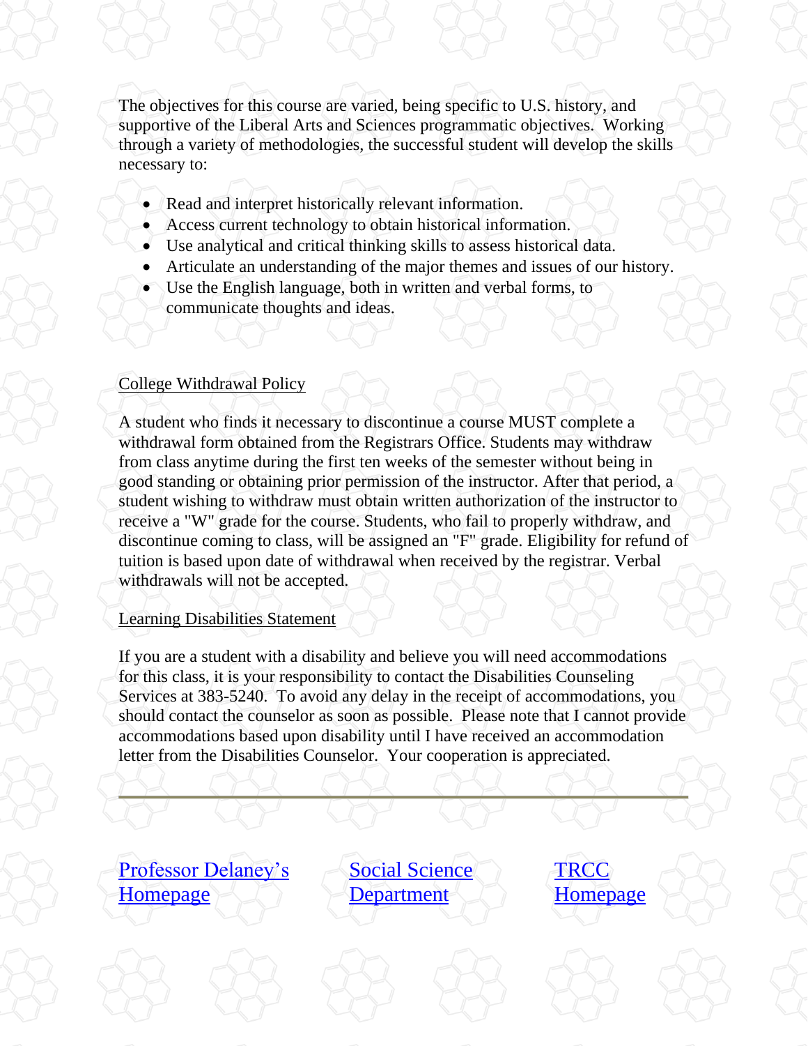The objectives for this course are varied, being specific to U.S. history, and supportive of the Liberal Arts and Sciences programmatic objectives. Working through a variety of methodologies, the successful student will develop the skills necessary to:

- Read and interpret historically relevant information.
- Access current technology to obtain historical information.
- Use analytical and critical thinking skills to assess historical data.
- Articulate an understanding of the major themes and issues of our history.
- Use the English language, both in written and verbal forms, to communicate thoughts and ideas.

## College Withdrawal Policy

A student who finds it necessary to discontinue a course MUST complete a withdrawal form obtained from the Registrars Office. Students may withdraw from class anytime during the first ten weeks of the semester without being in good standing or obtaining prior permission of the instructor. After that period, a student wishing to withdraw must obtain written authorization of the instructor to receive a "W" grade for the course. Students, who fail to properly withdraw, and discontinue coming to class, will be assigned an "F" grade. Eligibility for refund of tuition is based upon date of withdrawal when received by the registrar. Verbal withdrawals will not be accepted.

## Learning Disabilities Statement

If you are a student with a disability and believe you will need accommodations for this class, it is your responsibility to contact the Disabilities Counseling Services at 383-5240. To avoid any delay in the receipt of accommodations, you should contact the counselor as soon as possible. Please note that I cannot provide accommodations based upon disability until I have received an accommodation letter from the Disabilities Counselor. Your cooperation is appreciated.

---

Professor Delaney's Homepage | Social Science Department | TRCC Homepage